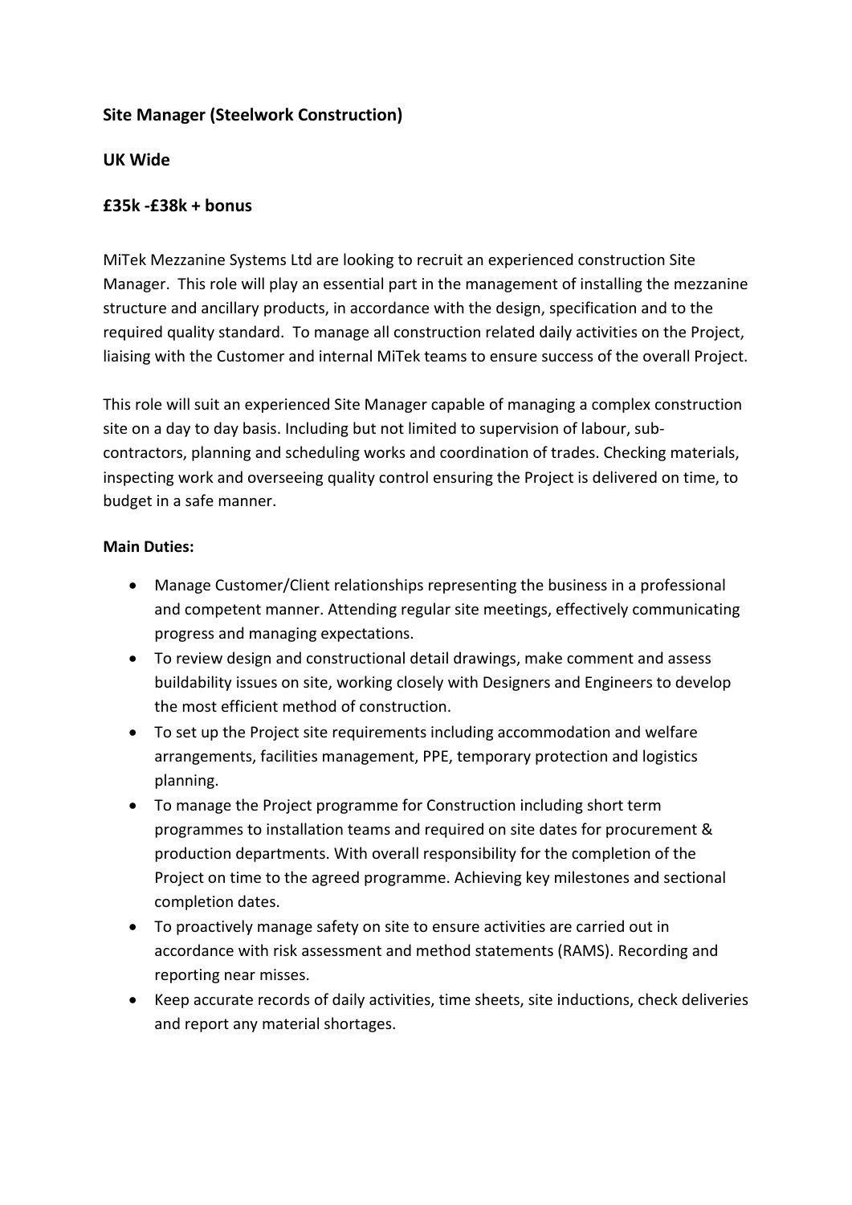**Site Manager (Steelwork Construction)**

**UK Wide**

**£35k -£38k + bonus**

MiTek Mezzanine Systems Ltd are looking to recruit an experienced construction Site Manager. This role will play an essential part in the management of installing the mezzanine structure and ancillary products, in accordance with the design, specification and to the required quality standard. To manage all construction related daily activities on the Project, liaising with the Customer and internal MiTek teams to ensure success of the overall Project.

This role will suit an experienced Site Manager capable of managing a complex construction site on a day to day basis. Including but not limited to supervision of labour, sub-contractors, planning and scheduling works and coordination of trades. Checking materials, inspecting work and overseeing quality control ensuring the Project is delivered on time, to budget in a safe manner.

**Main Duties:**

- Manage Customer/Client relationships representing the business in a professional and competent manner. Attending regular site meetings, effectively communicating progress and managing expectations.
- To review design and constructional detail drawings, make comment and assess buildability issues on site, working closely with Designers and Engineers to develop the most efficient method of construction.
- To set up the Project site requirements including accommodation and welfare arrangements, facilities management, PPE, temporary protection and logistics planning.
- To manage the Project programme for Construction including short term programmes to installation teams and required on site dates for procurement & production departments. With overall responsibility for the completion of the Project on time to the agreed programme. Achieving key milestones and sectional completion dates.
- To proactively manage safety on site to ensure activities are carried out in accordance with risk assessment and method statements (RAMS). Recording and reporting near misses.
- Keep accurate records of daily activities, time sheets, site inductions, check deliveries and report any material shortages.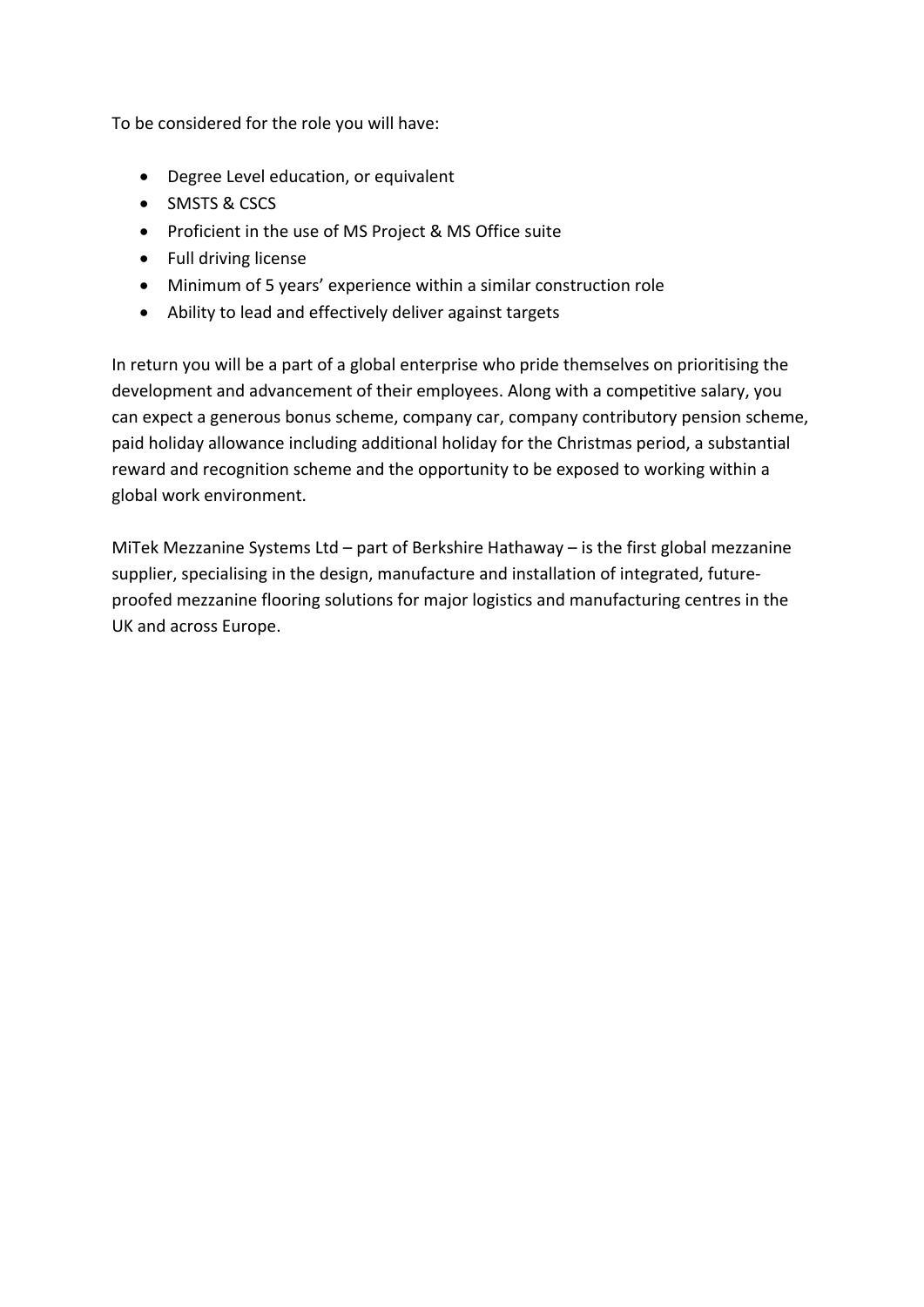To be considered for the role you will have:

- Degree Level education, or equivalent
- SMSTS & CSCS
- Proficient in the use of MS Project & MS Office suite
- Full driving license
- Minimum of 5 years' experience within a similar construction role
- Ability to lead and effectively deliver against targets

In return you will be a part of a global enterprise who pride themselves on prioritising the development and advancement of their employees. Along with a competitive salary, you can expect a generous bonus scheme, company car, company contributory pension scheme, paid holiday allowance including additional holiday for the Christmas period, a substantial reward and recognition scheme and the opportunity to be exposed to working within a global work environment.

MiTek Mezzanine Systems Ltd – part of Berkshire Hathaway – is the first global mezzanine supplier, specialising in the design, manufacture and installation of integrated, future-proofed mezzanine flooring solutions for major logistics and manufacturing centres in the UK and across Europe.